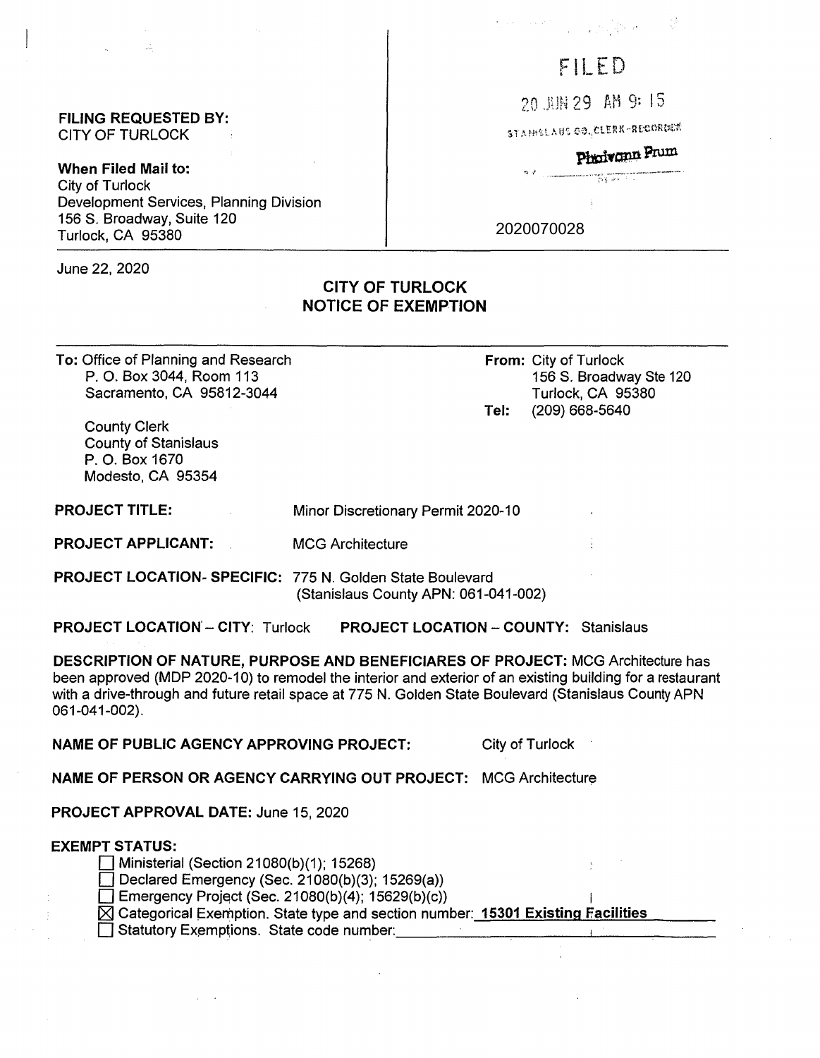**FILING REQUESTED BY:**
CITY OF TURLOCK

**When Filed Mail to:**
City of Turlock
Development Services, Planning Division
156 S. Broadway, Suite 120
Turlock, CA 95380

FILED

20 JUN 29 AM 9: 15

STANISLAUS CO. CLERK-RECORDER

Phoivann Prum

2020070028

June 22, 2020

## CITY OF TURLOCK
## NOTICE OF EXEMPTION

**To:** Office of Planning and Research
P. O. Box 3044, Room 113
Sacramento, CA 95812-3044

County Clerk
County of Stanislaus
P. O. Box 1670
Modesto, CA 95354

**From:** City of Turlock
156 S. Broadway Ste 120
Turlock, CA 95380
**Tel:** (209) 668-5640

**PROJECT TITLE:** Minor Discretionary Permit 2020-10

**PROJECT APPLICANT:** MCG Architecture

**PROJECT LOCATION- SPECIFIC:** 775 N. Golden State Boulevard
(Stanislaus County APN: 061-041-002)

**PROJECT LOCATION – CITY:** Turlock **PROJECT LOCATION – COUNTY:** Stanislaus

**DESCRIPTION OF NATURE, PURPOSE AND BENEFICIARES OF PROJECT:** MCG Architecture has been approved (MDP 2020-10) to remodel the interior and exterior of an existing building for a restaurant with a drive-through and future retail space at 775 N. Golden State Boulevard (Stanislaus County APN 061-041-002).

**NAME OF PUBLIC AGENCY APPROVING PROJECT:** City of Turlock

**NAME OF PERSON OR AGENCY CARRYING OUT PROJECT:** MCG Architecture

**PROJECT APPROVAL DATE:** June 15, 2020

**EXEMPT STATUS:**

- ☐ Ministerial (Section 21080(b)(1); 15268)
- ☐ Declared Emergency (Sec. 21080(b)(3); 15269(a))
- ☐ Emergency Project (Sec. 21080(b)(4); 15629(b)(c))
- ☒ Categorical Exemption. State type and section number: **15301 Existing Facilities**
- ☐ Statutory Exemptions. State code number: \_\_\_\_\_\_\_\_\_\_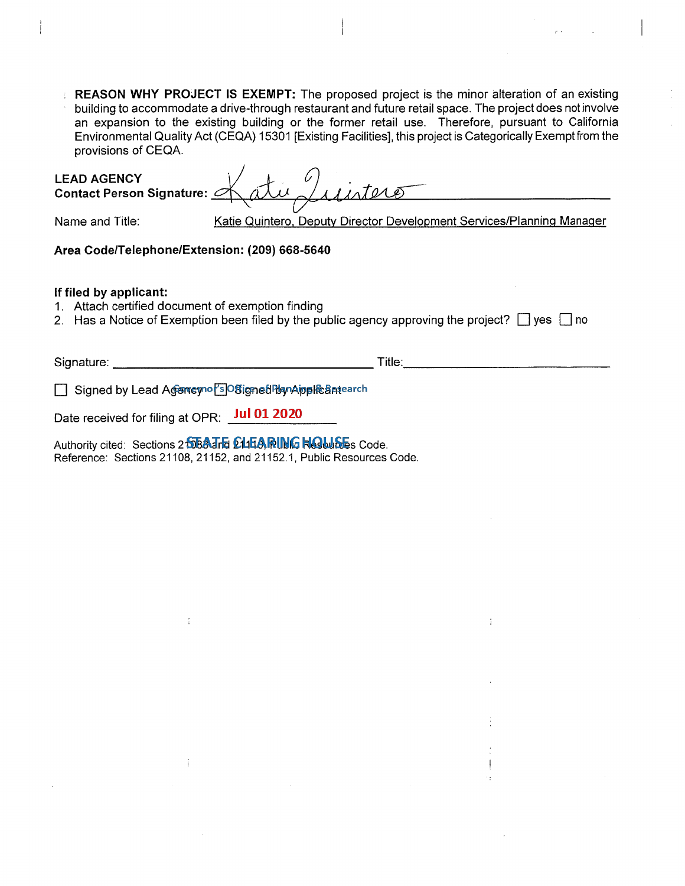**REASON WHY PROJECT IS EXEMPT:** The proposed project is the minor alteration of an existing building to accommodate a drive-through restaurant and future retail space. The project does not involve an expansion to the existing building or the former retail use. Therefore, pursuant to California Environmental Quality Act (CEQA) 15301 [Existing Facilities], this project is Categorically Exempt from the provisions of CEQA.

**LEAD AGENCY**
**Contact Person Signature:** Katie Quintero

Name and Title: Katie Quintero, Deputy Director Development Services/Planning Manager

**Area Code/Telephone/Extension: (209) 668-5640**

**If filed by applicant:**

1. Attach certified document of exemption finding
2. Has a Notice of Exemption been filed by the public agency approving the project? ☐ yes ☐ no

Signature: ______________________________ Title: ______________________________

☐ Signed by Lead Agency ☐ Signed by Applicant

Governor's Office of Planning & Research

Date received for filing at OPR: Jul 01 2020

STATE CLEARING HOUSE

Authority cited: Sections 21083 and 21110, Public Resources Code.
Reference: Sections 21108, 21152, and 21152.1, Public Resources Code.